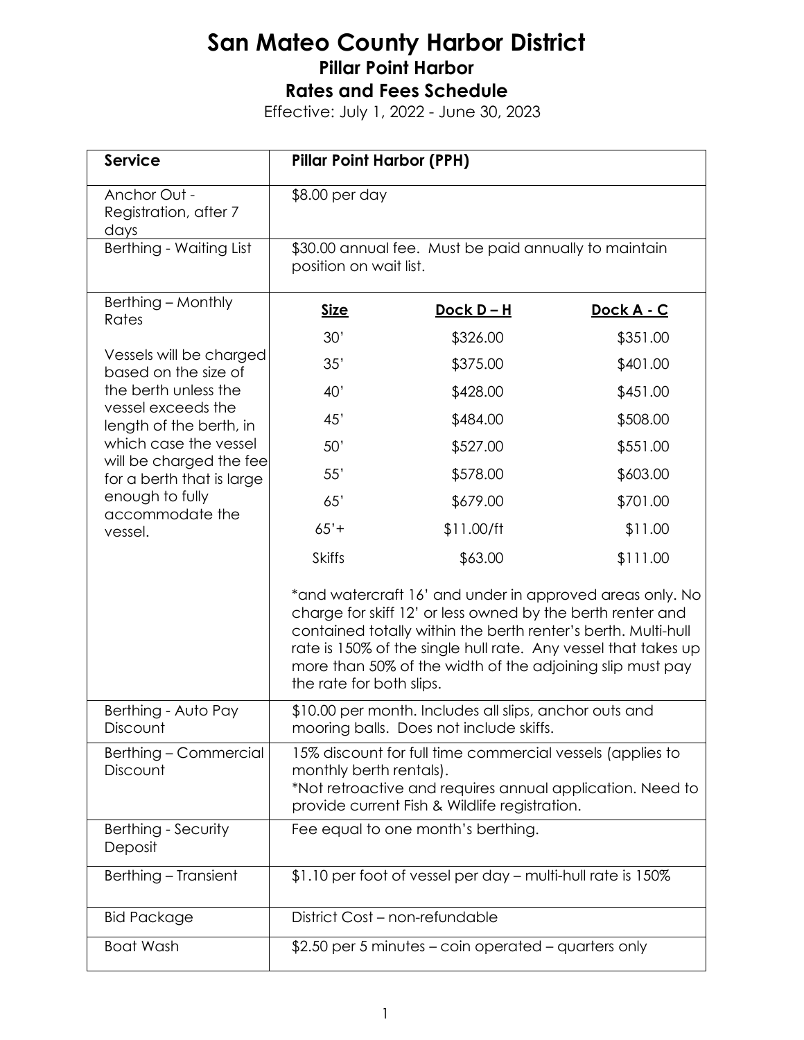# San Mateo County Harbor District

## Pillar Point Harbor

## Rates and Fees Schedule

Effective: July 1, 2022 - June 30, 2023

| Service | Pillar Point Harbor (PPH) | | |
|---|---|---|---|
| Anchor Out - Registration, after 7 days | $8.00 per day | | |
| Berthing - Waiting List | $30.00 annual fee. Must be paid annually to maintain position on wait list. | | |
| Berthing – Monthly Rates<br><br>Vessels will be charged based on the size of the berth unless the vessel exceeds the length of the berth, in which case the vessel will be charged the fee for a berth that is large enough to fully accommodate the vessel. | **Size** | **Dock D – H** | **Dock A - C** |
| | 30' | $326.00 | $351.00 |
| | 35' | $375.00 | $401.00 |
| | 40' | $428.00 | $451.00 |
| | 45' | $484.00 | $508.00 |
| | 50' | $527.00 | $551.00 |
| | 55' | $578.00 | $603.00 |
| | 65' | $679.00 | $701.00 |
| | 65'+ | $11.00/ft | $11.00 |
| | Skiffs | $63.00 | $111.00 |
| | *and watercraft 16' and under in approved areas only. No charge for skiff 12' or less owned by the berth renter and contained totally within the berth renter's berth. Multi-hull rate is 150% of the single hull rate. Any vessel that takes up more than 50% of the width of the adjoining slip must pay the rate for both slips. | | |
| Berthing - Auto Pay Discount | $10.00 per month. Includes all slips, anchor outs and mooring balls. Does not include skiffs. | | |
| Berthing – Commercial Discount | 15% discount for full time commercial vessels (applies to monthly berth rentals).<br>*Not retroactive and requires annual application. Need to provide current Fish & Wildlife registration. | | |
| Berthing - Security Deposit | Fee equal to one month's berthing. | | |
| Berthing – Transient | $1.10 per foot of vessel per day – multi-hull rate is 150% | | |
| Bid Package | District Cost – non-refundable | | |
| Boat Wash | $2.50 per 5 minutes – coin operated – quarters only | | |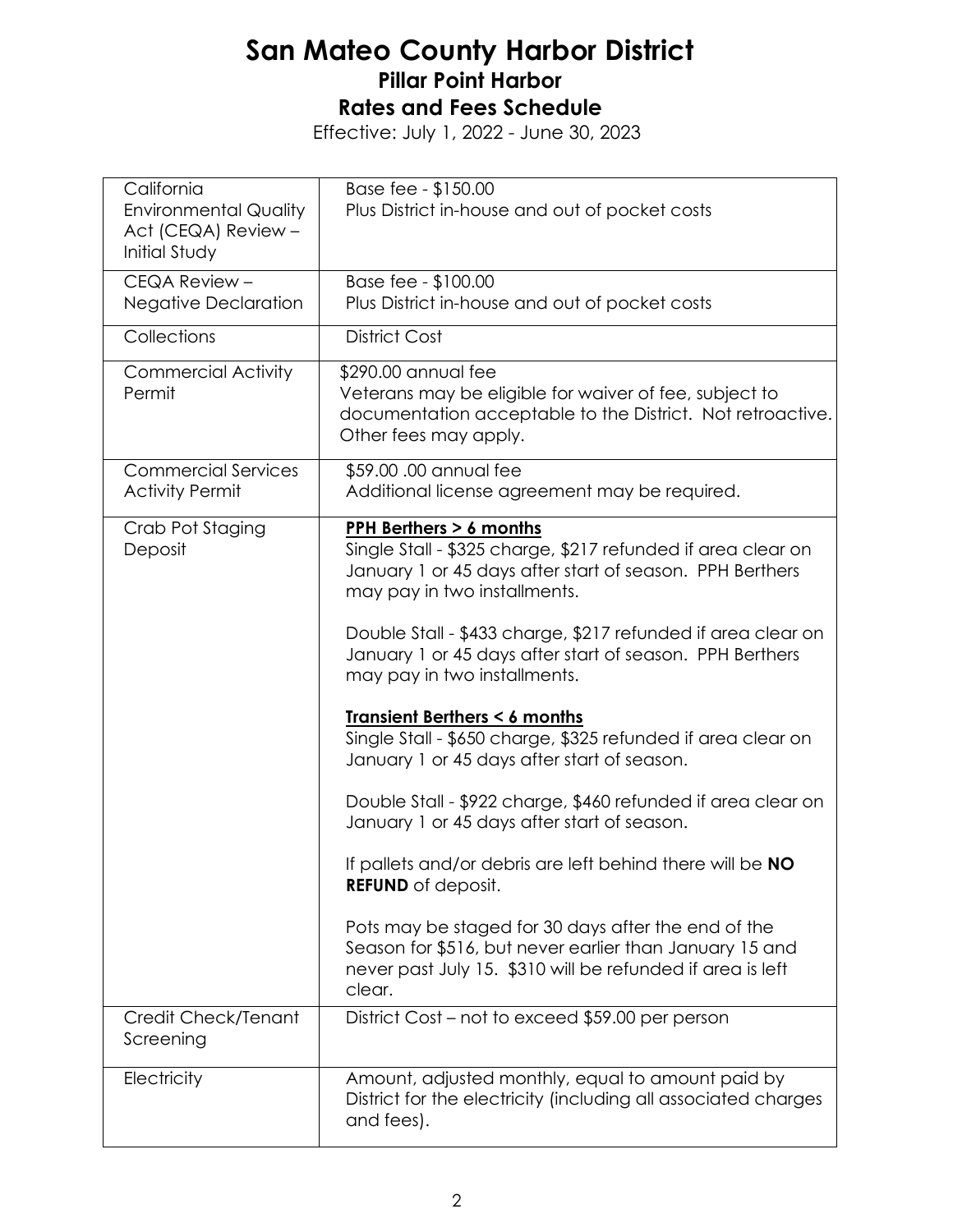# San Mateo County Harbor District

## Pillar Point Harbor

## Rates and Fees Schedule

Effective: July 1, 2022 - June 30, 2023

| | |
|---|---|
| California Environmental Quality Act (CEQA) Review – Initial Study | Base fee - $150.00<br>Plus District in-house and out of pocket costs |
| CEQA Review – Negative Declaration | Base fee - $100.00<br>Plus District in-house and out of pocket costs |
| Collections | District Cost |
| Commercial Activity Permit | $290.00 annual fee<br>Veterans may be eligible for waiver of fee, subject to documentation acceptable to the District. Not retroactive. Other fees may apply. |
| Commercial Services Activity Permit | $59.00 .00 annual fee<br>Additional license agreement may be required. |
| Crab Pot Staging Deposit | **<u>PPH Berthers > 6 months</u>**<br>Single Stall - $325 charge, $217 refunded if area clear on January 1 or 45 days after start of season. PPH Berthers may pay in two installments.<br><br>Double Stall - $433 charge, $217 refunded if area clear on January 1 or 45 days after start of season. PPH Berthers may pay in two installments.<br><br>**<u>Transient Berthers < 6 months</u>**<br>Single Stall - $650 charge, $325 refunded if area clear on January 1 or 45 days after start of season.<br><br>Double Stall - $922 charge, $460 refunded if area clear on January 1 or 45 days after start of season.<br><br>If pallets and/or debris are left behind there will be **NO REFUND** of deposit.<br><br>Pots may be staged for 30 days after the end of the Season for $516, but never earlier than January 15 and never past July 15. $310 will be refunded if area is left clear. |
| Credit Check/Tenant Screening | District Cost – not to exceed $59.00 per person |
| Electricity | Amount, adjusted monthly, equal to amount paid by District for the electricity (including all associated charges and fees). |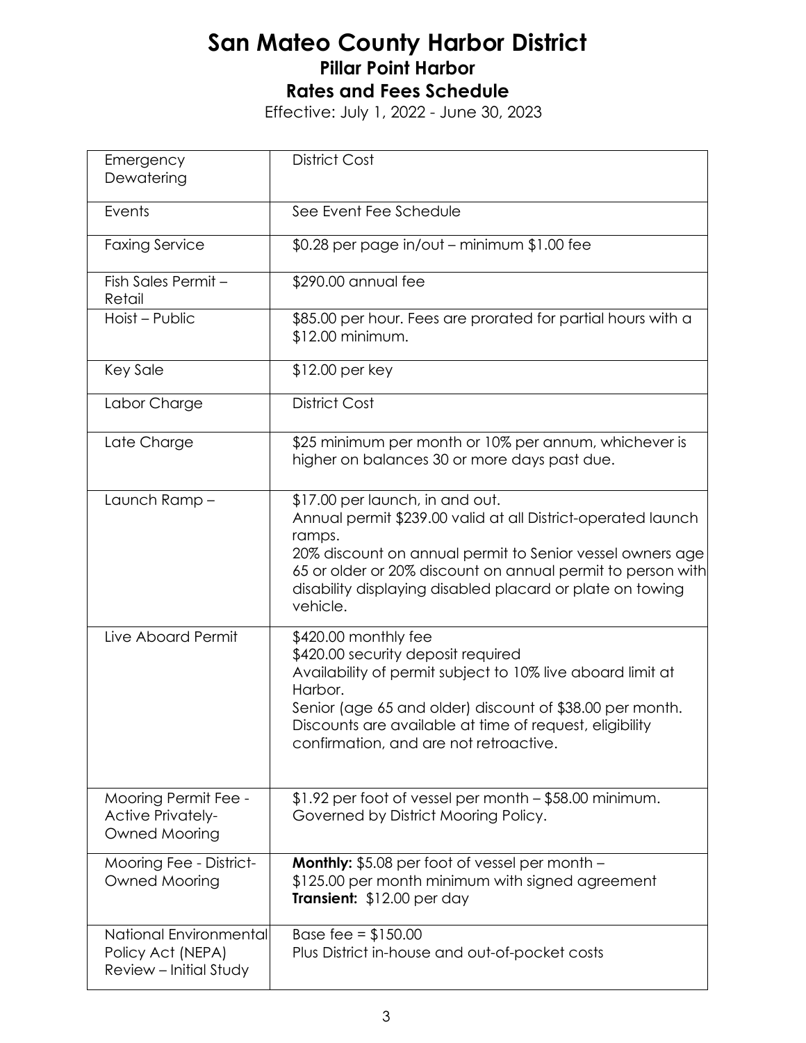# San Mateo County Harbor District
## Pillar Point Harbor
## Rates and Fees Schedule

Effective: July 1, 2022 - June 30, 2023

| | |
|---|---|
| Emergency Dewatering | District Cost |
| Events | See Event Fee Schedule |
| Faxing Service | $0.28 per page in/out – minimum $1.00 fee |
| Fish Sales Permit – Retail | $290.00 annual fee |
| Hoist – Public | $85.00 per hour. Fees are prorated for partial hours with a $12.00 minimum. |
| Key Sale | $12.00 per key |
| Labor Charge | District Cost |
| Late Charge | $25 minimum per month or 10% per annum, whichever is higher on balances 30 or more days past due. |
| Launch Ramp – | $17.00 per launch, in and out.<br>Annual permit $239.00 valid at all District-operated launch ramps.<br>20% discount on annual permit to Senior vessel owners age 65 or older or 20% discount on annual permit to person with disability displaying disabled placard or plate on towing vehicle. |
| Live Aboard Permit | $420.00 monthly fee<br>$420.00 security deposit required<br>Availability of permit subject to 10% live aboard limit at Harbor.<br>Senior (age 65 and older) discount of $38.00 per month. Discounts are available at time of request, eligibility confirmation, and are not retroactive. |
| Mooring Permit Fee - Active Privately-Owned Mooring | $1.92 per foot of vessel per month – $58.00 minimum. Governed by District Mooring Policy. |
| Mooring Fee - District-Owned Mooring | **Monthly:** $5.08 per foot of vessel per month – $125.00 per month minimum with signed agreement<br>**Transient:** $12.00 per day |
| National Environmental Policy Act (NEPA) Review – Initial Study | Base fee = $150.00<br>Plus District in-house and out-of-pocket costs |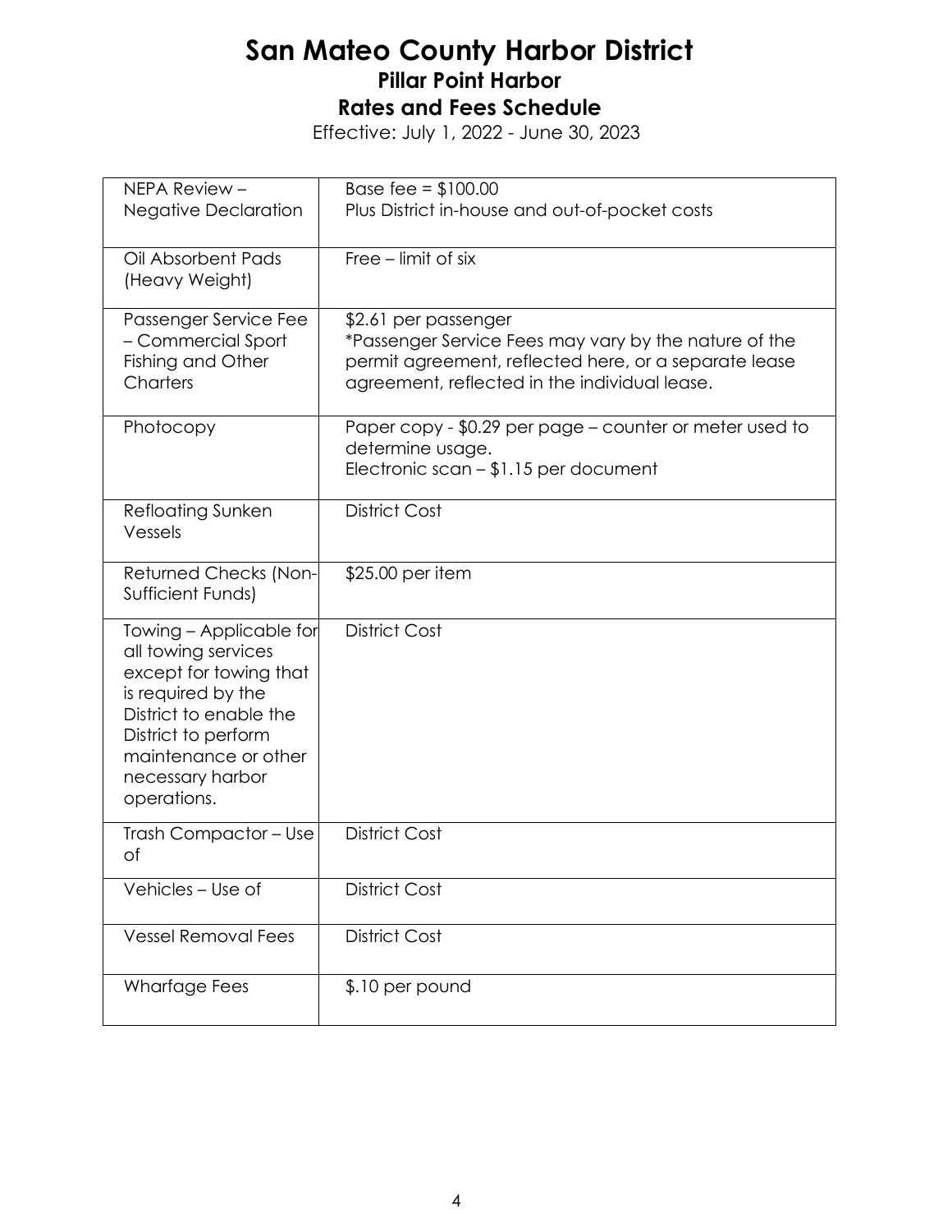# San Mateo County Harbor District

## Pillar Point Harbor

## Rates and Fees Schedule

Effective: July 1, 2022 - June 30, 2023

| | |
|---|---|
| NEPA Review – Negative Declaration | Base fee = $100.00<br>Plus District in-house and out-of-pocket costs |
| Oil Absorbent Pads (Heavy Weight) | Free – limit of six |
| Passenger Service Fee – Commercial Sport Fishing and Other Charters | $2.61 per passenger<br>*Passenger Service Fees may vary by the nature of the permit agreement, reflected here, or a separate lease agreement, reflected in the individual lease. |
| Photocopy | Paper copy - $0.29 per page – counter or meter used to determine usage.<br>Electronic scan – $1.15 per document |
| Refloating Sunken Vessels | District Cost |
| Returned Checks (Non-Sufficient Funds) | $25.00 per item |
| Towing – Applicable for all towing services except for towing that is required by the District to enable the District to perform maintenance or other necessary harbor operations. | District Cost |
| Trash Compactor – Use of | District Cost |
| Vehicles – Use of | District Cost |
| Vessel Removal Fees | District Cost |
| Wharfage Fees | $.10 per pound |